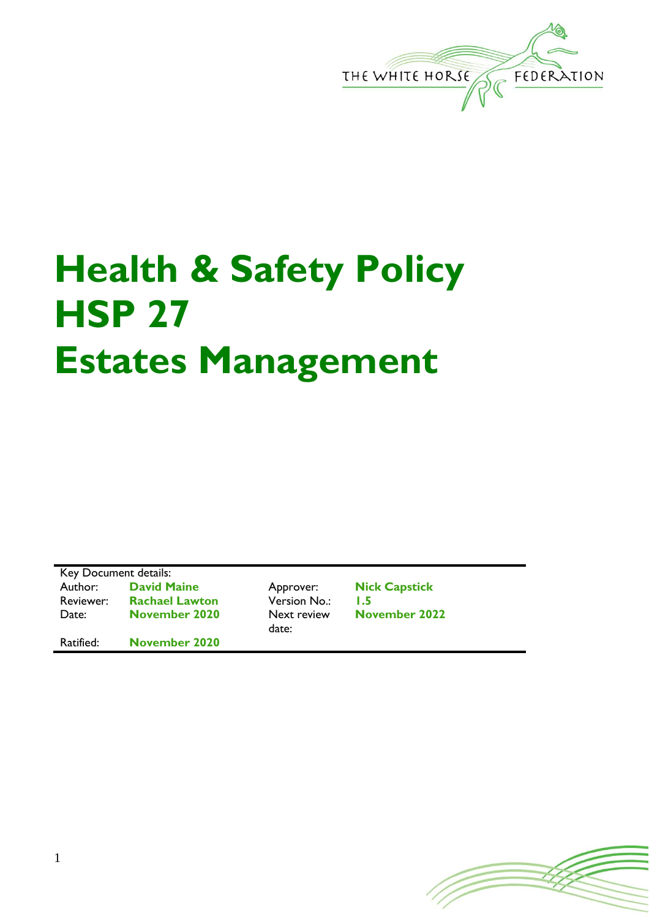# Health & Safety Policy
# HSP 27
# Estates Management

Key Document details:

| | | | |
|---|---|---|---|
| Author: | **David Maine** | Approver: | **Nick Capstick** |
| Reviewer: | **Rachael Lawton** | Version No.: | **1.5** |
| Date: | **November 2020** | Next review date: | **November 2022** |
| Ratified: | **November 2020** | | |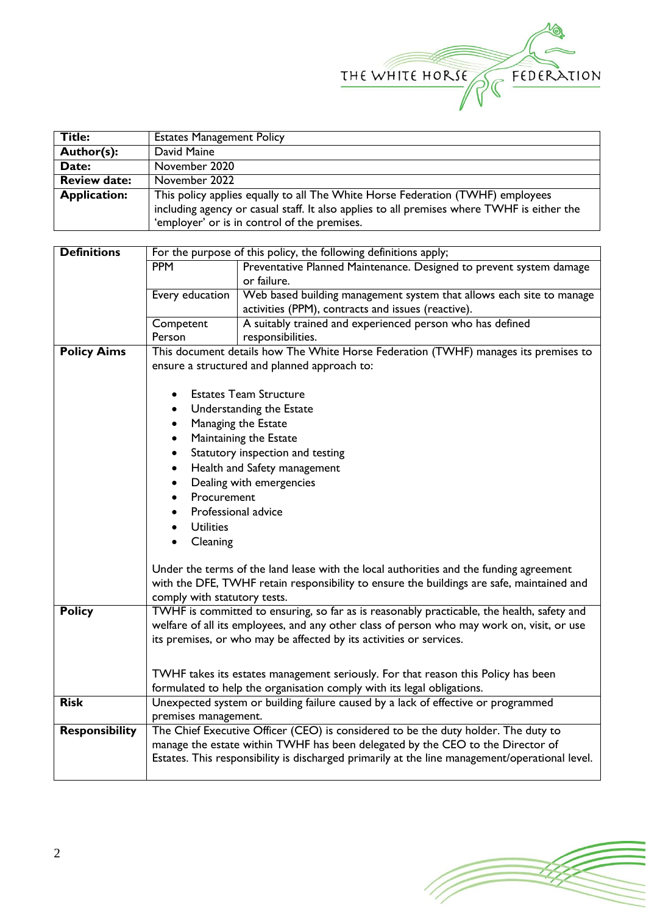| | |
|---|---|
| **Title:** | Estates Management Policy |
| **Author(s):** | David Maine |
| **Date:** | November 2020 |
| **Review date:** | November 2022 |
| **Application:** | This policy applies equally to all The White Horse Federation (TWHF) employees including agency or casual staff. It also applies to all premises where TWHF is either the 'employer' or is in control of the premises. |

| | |
|---|---|
| **Definitions** | For the purpose of this policy, the following definitions apply;<br>**PPM** – Preventative Planned Maintenance. Designed to prevent system damage or failure.<br>**Every education** – Web based building management system that allows each site to manage activities (PPM), contracts and issues (reactive).<br>**Competent Person** – A suitably trained and experienced person who has defined responsibilities. |
| **Policy Aims** | This document details how The White Horse Federation (TWHF) manages its premises to ensure a structured and planned approach to:<br>• Estates Team Structure<br>• Understanding the Estate<br>• Managing the Estate<br>• Maintaining the Estate<br>• Statutory inspection and testing<br>• Health and Safety management<br>• Dealing with emergencies<br>• Procurement<br>• Professional advice<br>• Utilities<br>• Cleaning<br><br>Under the terms of the land lease with the local authorities and the funding agreement with the DFE, TWHF retain responsibility to ensure the buildings are safe, maintained and comply with statutory tests. |
| **Policy** | TWHF is committed to ensuring, so far as is reasonably practicable, the health, safety and welfare of all its employees, and any other class of person who may work on, visit, or use its premises, or who may be affected by its activities or services.<br><br>TWHF takes its estates management seriously. For that reason this Policy has been formulated to help the organisation comply with its legal obligations. |
| **Risk** | Unexpected system or building failure caused by a lack of effective or programmed premises management. |
| **Responsibility** | The Chief Executive Officer (CEO) is considered to be the duty holder. The duty to manage the estate within TWHF has been delegated by the CEO to the Director of Estates. This responsibility is discharged primarily at the line management/operational level. |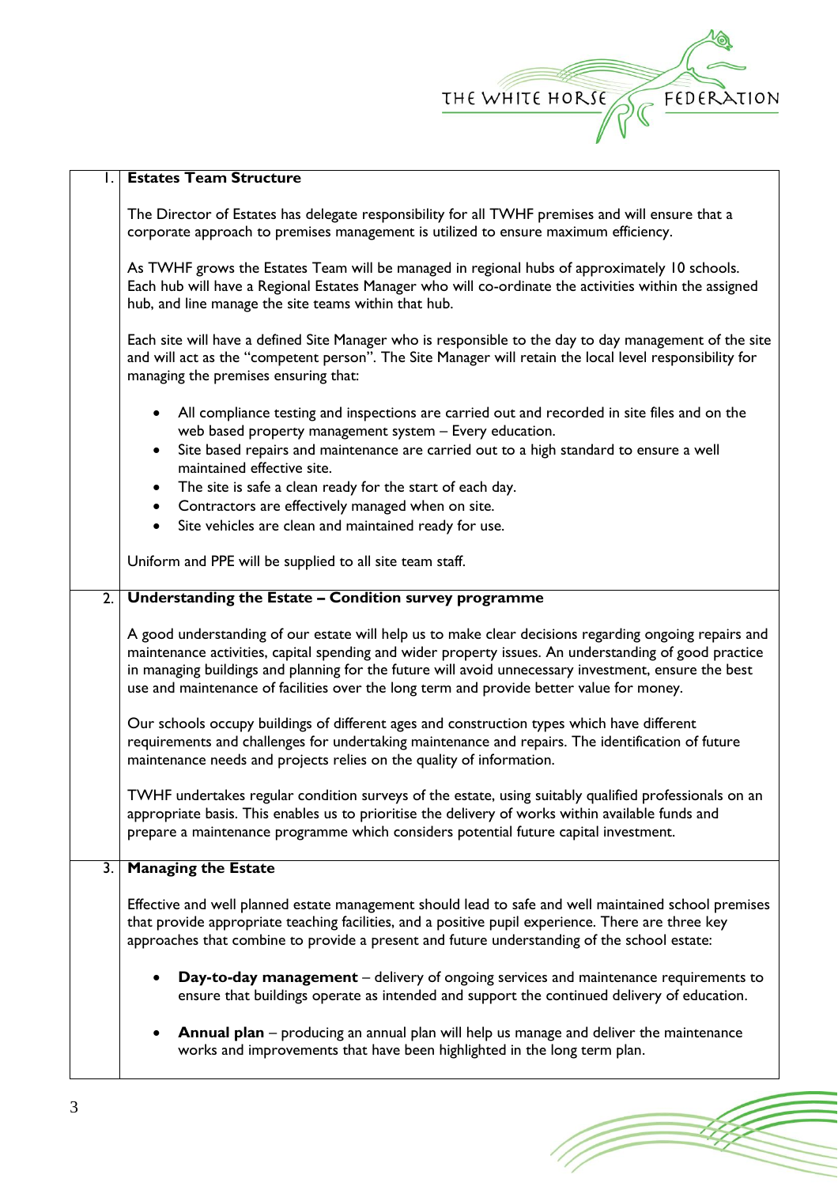## 1. Estates Team Structure

The Director of Estates has delegate responsibility for all TWHF premises and will ensure that a corporate approach to premises management is utilized to ensure maximum efficiency.

As TWHF grows the Estates Team will be managed in regional hubs of approximately 10 schools. Each hub will have a Regional Estates Manager who will co-ordinate the activities within the assigned hub, and line manage the site teams within that hub.

Each site will have a defined Site Manager who is responsible to the day to day management of the site and will act as the "competent person". The Site Manager will retain the local level responsibility for managing the premises ensuring that:

- All compliance testing and inspections are carried out and recorded in site files and on the web based property management system – Every education.
- Site based repairs and maintenance are carried out to a high standard to ensure a well maintained effective site.
- The site is safe a clean ready for the start of each day.
- Contractors are effectively managed when on site.
- Site vehicles are clean and maintained ready for use.

Uniform and PPE will be supplied to all site team staff.

## 2. Understanding the Estate – Condition survey programme

A good understanding of our estate will help us to make clear decisions regarding ongoing repairs and maintenance activities, capital spending and wider property issues. An understanding of good practice in managing buildings and planning for the future will avoid unnecessary investment, ensure the best use and maintenance of facilities over the long term and provide better value for money.

Our schools occupy buildings of different ages and construction types which have different requirements and challenges for undertaking maintenance and repairs. The identification of future maintenance needs and projects relies on the quality of information.

TWHF undertakes regular condition surveys of the estate, using suitably qualified professionals on an appropriate basis. This enables us to prioritise the delivery of works within available funds and prepare a maintenance programme which considers potential future capital investment.

## 3. Managing the Estate

Effective and well planned estate management should lead to safe and well maintained school premises that provide appropriate teaching facilities, and a positive pupil experience. There are three key approaches that combine to provide a present and future understanding of the school estate:

- **Day-to-day management** – delivery of ongoing services and maintenance requirements to ensure that buildings operate as intended and support the continued delivery of education.
- **Annual plan** – producing an annual plan will help us manage and deliver the maintenance works and improvements that have been highlighted in the long term plan.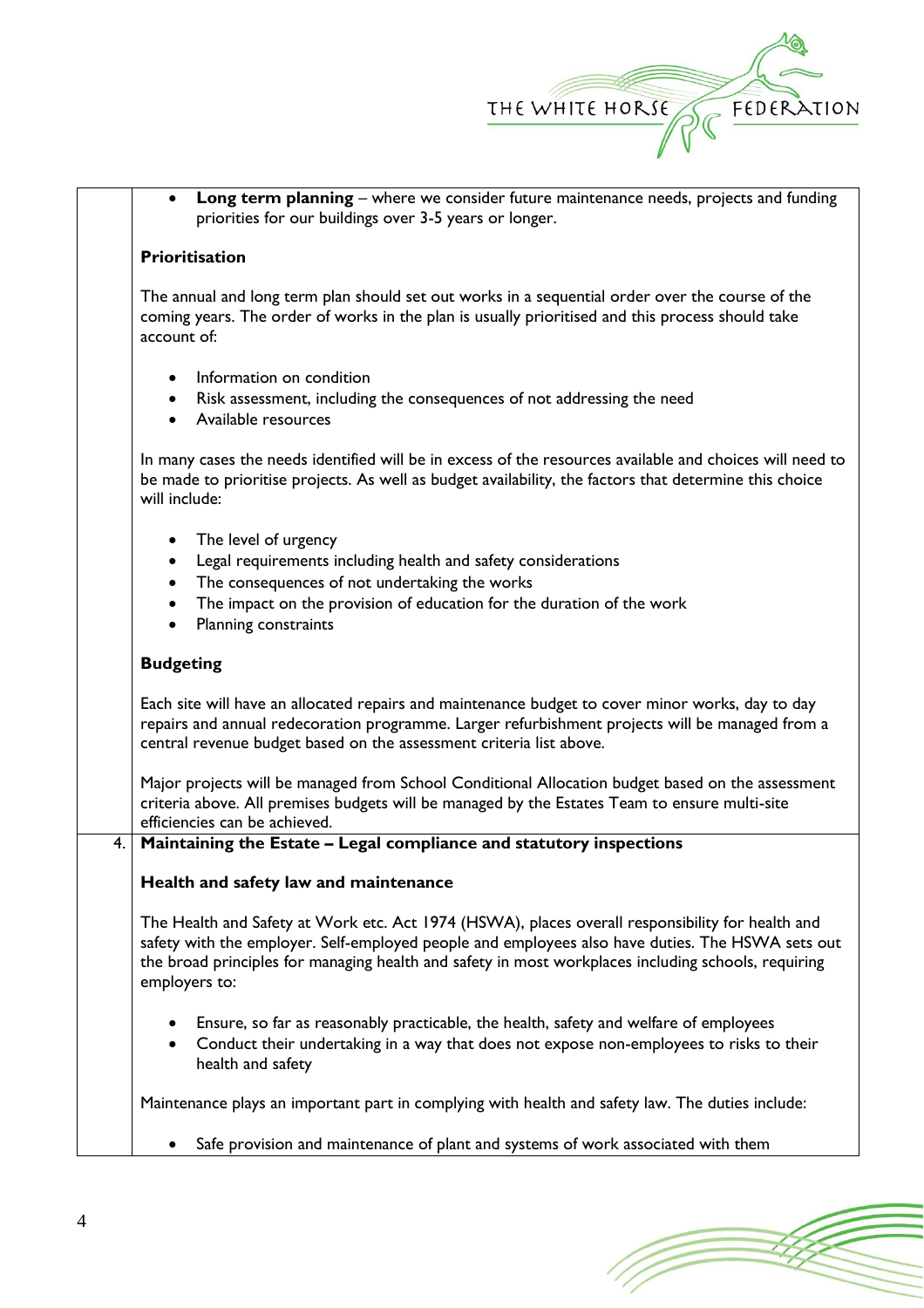- **Long term planning** – where we consider future maintenance needs, projects and funding priorities for our buildings over 3-5 years or longer.

**Prioritisation**

The annual and long term plan should set out works in a sequential order over the course of the coming years. The order of works in the plan is usually prioritised and this process should take account of:

- Information on condition
- Risk assessment, including the consequences of not addressing the need
- Available resources

In many cases the needs identified will be in excess of the resources available and choices will need to be made to prioritise projects. As well as budget availability, the factors that determine this choice will include:

- The level of urgency
- Legal requirements including health and safety considerations
- The consequences of not undertaking the works
- The impact on the provision of education for the duration of the work
- Planning constraints

**Budgeting**

Each site will have an allocated repairs and maintenance budget to cover minor works, day to day repairs and annual redecoration programme. Larger refurbishment projects will be managed from a central revenue budget based on the assessment criteria list above.

Major projects will be managed from School Conditional Allocation budget based on the assessment criteria above. All premises budgets will be managed by the Estates Team to ensure multi-site efficiencies can be achieved.

## 4. Maintaining the Estate – Legal compliance and statutory inspections

**Health and safety law and maintenance**

The Health and Safety at Work etc. Act 1974 (HSWA), places overall responsibility for health and safety with the employer. Self-employed people and employees also have duties. The HSWA sets out the broad principles for managing health and safety in most workplaces including schools, requiring employers to:

- Ensure, so far as reasonably practicable, the health, safety and welfare of employees
- Conduct their undertaking in a way that does not expose non-employees to risks to their health and safety

Maintenance plays an important part in complying with health and safety law. The duties include:

- Safe provision and maintenance of plant and systems of work associated with them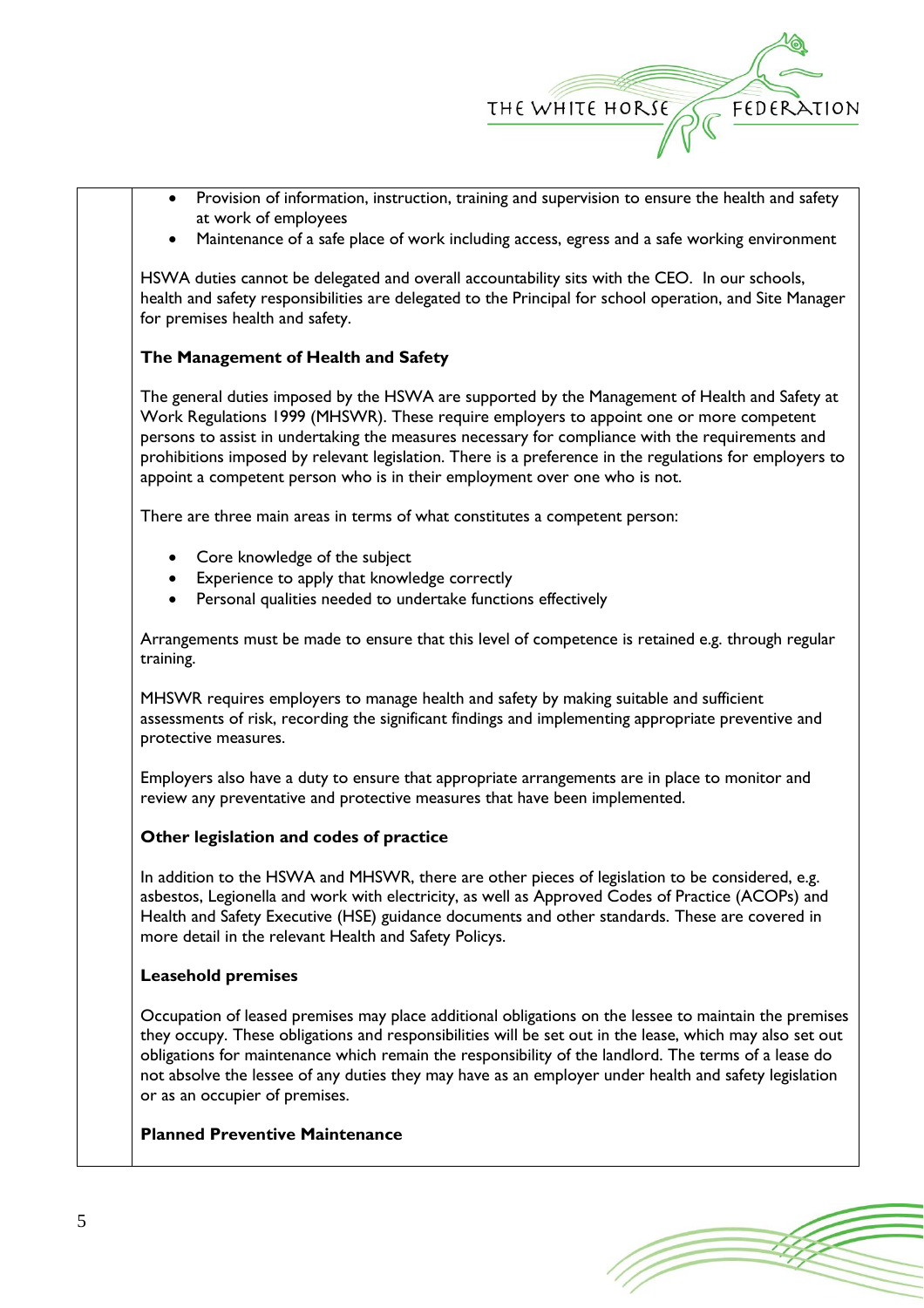- Provision of information, instruction, training and supervision to ensure the health and safety at work of employees
- Maintenance of a safe place of work including access, egress and a safe working environment

HSWA duties cannot be delegated and overall accountability sits with the CEO. In our schools, health and safety responsibilities are delegated to the Principal for school operation, and Site Manager for premises health and safety.

**The Management of Health and Safety**

The general duties imposed by the HSWA are supported by the Management of Health and Safety at Work Regulations 1999 (MHSWR). These require employers to appoint one or more competent persons to assist in undertaking the measures necessary for compliance with the requirements and prohibitions imposed by relevant legislation. There is a preference in the regulations for employers to appoint a competent person who is in their employment over one who is not.

There are three main areas in terms of what constitutes a competent person:

- Core knowledge of the subject
- Experience to apply that knowledge correctly
- Personal qualities needed to undertake functions effectively

Arrangements must be made to ensure that this level of competence is retained e.g. through regular training.

MHSWR requires employers to manage health and safety by making suitable and sufficient assessments of risk, recording the significant findings and implementing appropriate preventive and protective measures.

Employers also have a duty to ensure that appropriate arrangements are in place to monitor and review any preventative and protective measures that have been implemented.

**Other legislation and codes of practice**

In addition to the HSWA and MHSWR, there are other pieces of legislation to be considered, e.g. asbestos, Legionella and work with electricity, as well as Approved Codes of Practice (ACOPs) and Health and Safety Executive (HSE) guidance documents and other standards. These are covered in more detail in the relevant Health and Safety Policys.

**Leasehold premises**

Occupation of leased premises may place additional obligations on the lessee to maintain the premises they occupy. These obligations and responsibilities will be set out in the lease, which may also set out obligations for maintenance which remain the responsibility of the landlord. The terms of a lease do not absolve the lessee of any duties they may have as an employer under health and safety legislation or as an occupier of premises.

**Planned Preventive Maintenance**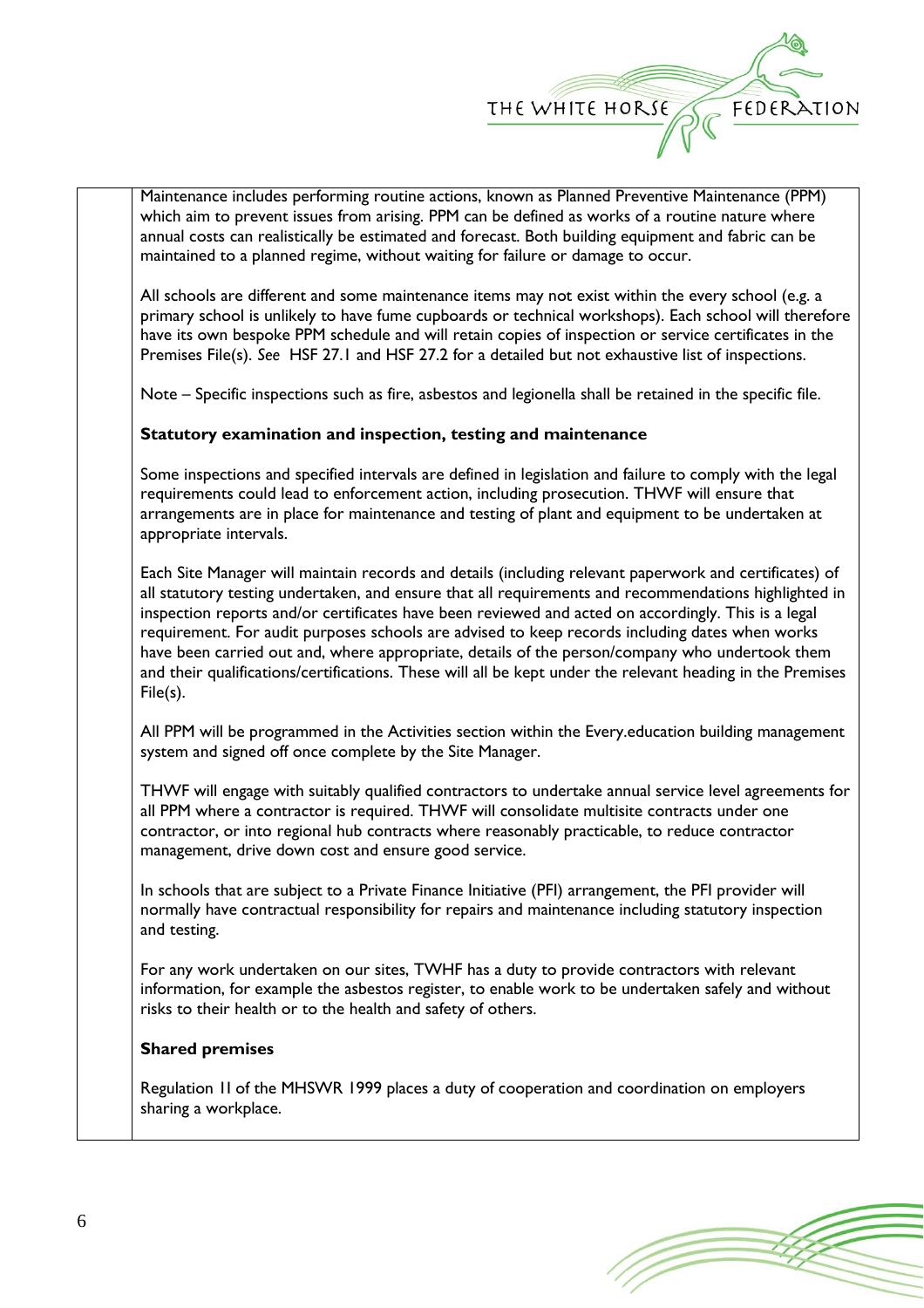Maintenance includes performing routine actions, known as Planned Preventive Maintenance (PPM) which aim to prevent issues from arising. PPM can be defined as works of a routine nature where annual costs can realistically be estimated and forecast. Both building equipment and fabric can be maintained to a planned regime, without waiting for failure or damage to occur.

All schools are different and some maintenance items may not exist within the every school (e.g. a primary school is unlikely to have fume cupboards or technical workshops). Each school will therefore have its own bespoke PPM schedule and will retain copies of inspection or service certificates in the Premises File(s). *See* HSF 27.1 and HSF 27.2 for a detailed but not exhaustive list of inspections.

Note – Specific inspections such as fire, asbestos and legionella shall be retained in the specific file.

**Statutory examination and inspection, testing and maintenance**

Some inspections and specified intervals are defined in legislation and failure to comply with the legal requirements could lead to enforcement action, including prosecution. THWF will ensure that arrangements are in place for maintenance and testing of plant and equipment to be undertaken at appropriate intervals.

Each Site Manager will maintain records and details (including relevant paperwork and certificates) of all statutory testing undertaken, and ensure that all requirements and recommendations highlighted in inspection reports and/or certificates have been reviewed and acted on accordingly. This is a legal requirement. For audit purposes schools are advised to keep records including dates when works have been carried out and, where appropriate, details of the person/company who undertook them and their qualifications/certifications. These will all be kept under the relevant heading in the Premises File(s).

All PPM will be programmed in the Activities section within the Every.education building management system and signed off once complete by the Site Manager.

THWF will engage with suitably qualified contractors to undertake annual service level agreements for all PPM where a contractor is required. THWF will consolidate multisite contracts under one contractor, or into regional hub contracts where reasonably practicable, to reduce contractor management, drive down cost and ensure good service.

In schools that are subject to a Private Finance Initiative (PFI) arrangement, the PFI provider will normally have contractual responsibility for repairs and maintenance including statutory inspection and testing.

For any work undertaken on our sites, TWHF has a duty to provide contractors with relevant information, for example the asbestos register, to enable work to be undertaken safely and without risks to their health or to the health and safety of others.

**Shared premises**

Regulation 11 of the MHSWR 1999 places a duty of cooperation and coordination on employers sharing a workplace.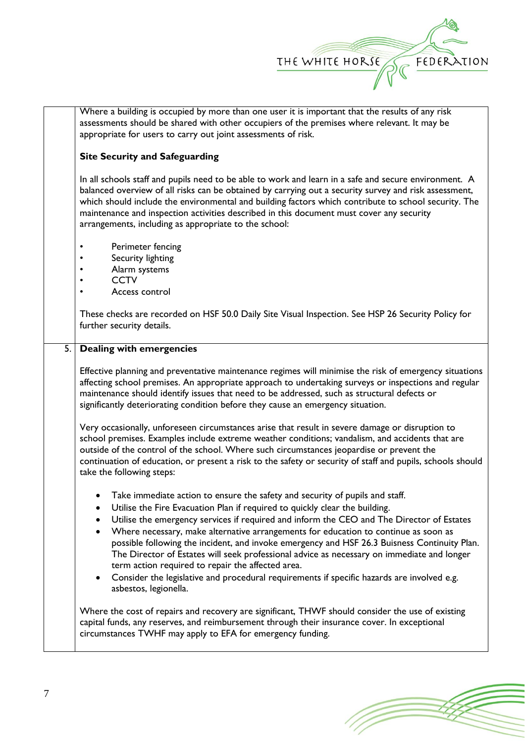Where a building is occupied by more than one user it is important that the results of any risk assessments should be shared with other occupiers of the premises where relevant. It may be appropriate for users to carry out joint assessments of risk.

**Site Security and Safeguarding**

In all schools staff and pupils need to be able to work and learn in a safe and secure environment. A balanced overview of all risks can be obtained by carrying out a security survey and risk assessment, which should include the environmental and building factors which contribute to school security. The maintenance and inspection activities described in this document must cover any security arrangements, including as appropriate to the school:

- Perimeter fencing
- Security lighting
- Alarm systems
- CCTV
- Access control

These checks are recorded on HSF 50.0 Daily Site Visual Inspection. See HSP 26 Security Policy for further security details.

## 5. Dealing with emergencies

Effective planning and preventative maintenance regimes will minimise the risk of emergency situations affecting school premises. An appropriate approach to undertaking surveys or inspections and regular maintenance should identify issues that need to be addressed, such as structural defects or significantly deteriorating condition before they cause an emergency situation.

Very occasionally, unforeseen circumstances arise that result in severe damage or disruption to school premises. Examples include extreme weather conditions; vandalism, and accidents that are outside of the control of the school. Where such circumstances jeopardise or prevent the continuation of education, or present a risk to the safety or security of staff and pupils, schools should take the following steps:

- Take immediate action to ensure the safety and security of pupils and staff.
- Utilise the Fire Evacuation Plan if required to quickly clear the building.
- Utilise the emergency services if required and inform the CEO and The Director of Estates
- Where necessary, make alternative arrangements for education to continue as soon as possible following the incident, and invoke emergency and HSF 26.3 Buisness Continuity Plan. The Director of Estates will seek professional advice as necessary on immediate and longer term action required to repair the affected area.
- Consider the legislative and procedural requirements if specific hazards are involved e.g. asbestos, legionella.

Where the cost of repairs and recovery are significant, THWF should consider the use of existing capital funds, any reserves, and reimbursement through their insurance cover. In exceptional circumstances TWHF may apply to EFA for emergency funding.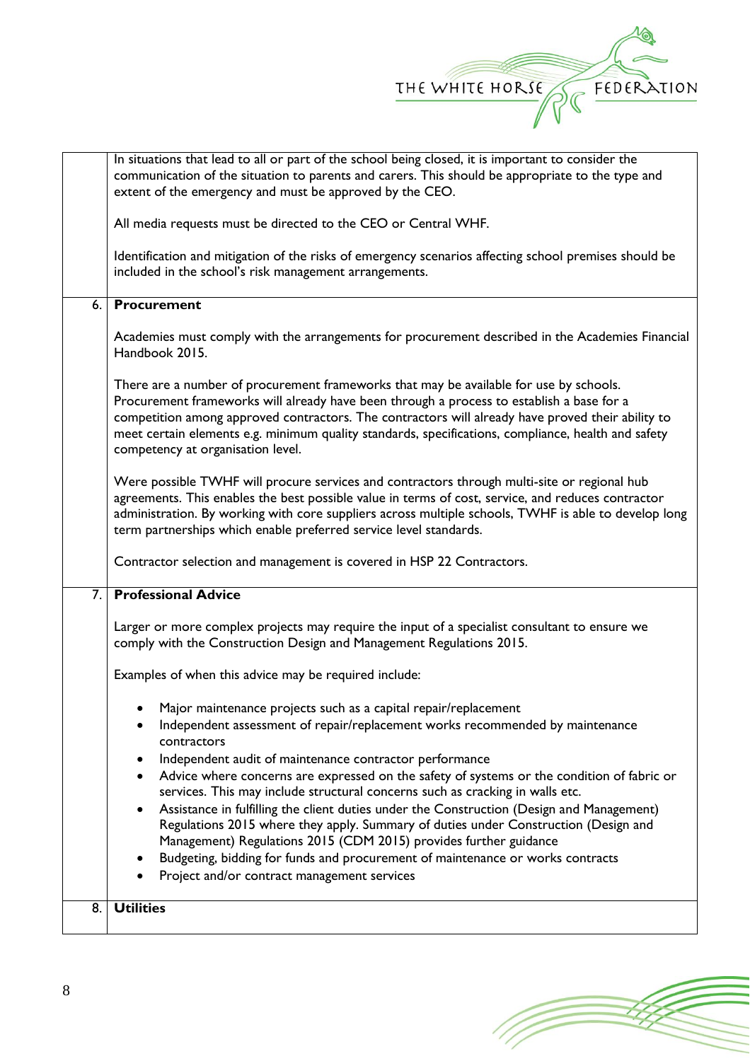| | |
|---|---|
| | In situations that lead to all or part of the school being closed, it is important to consider the communication of the situation to parents and carers. This should be appropriate to the type and extent of the emergency and must be approved by the CEO.<br><br>All media requests must be directed to the CEO or Central WHF.<br><br>Identification and mitigation of the risks of emergency scenarios affecting school premises should be included in the school's risk management arrangements. |
| 6. | **Procurement**<br><br>Academies must comply with the arrangements for procurement described in the Academies Financial Handbook 2015.<br><br>There are a number of procurement frameworks that may be available for use by schools. Procurement frameworks will already have been through a process to establish a base for a competition among approved contractors. The contractors will already have proved their ability to meet certain elements e.g. minimum quality standards, specifications, compliance, health and safety competency at organisation level.<br><br>Were possible TWHF will procure services and contractors through multi-site or regional hub agreements. This enables the best possible value in terms of cost, service, and reduces contractor administration. By working with core suppliers across multiple schools, TWHF is able to develop long term partnerships which enable preferred service level standards.<br><br>Contractor selection and management is covered in HSP 22 Contractors. |
| 7. | **Professional Advice**<br><br>Larger or more complex projects may require the input of a specialist consultant to ensure we comply with the Construction Design and Management Regulations 2015.<br><br>Examples of when this advice may be required include:<br><br>• Major maintenance projects such as a capital repair/replacement<br>• Independent assessment of repair/replacement works recommended by maintenance contractors<br>• Independent audit of maintenance contractor performance<br>• Advice where concerns are expressed on the safety of systems or the condition of fabric or services. This may include structural concerns such as cracking in walls etc.<br>• Assistance in fulfilling the client duties under the Construction (Design and Management) Regulations 2015 where they apply. Summary of duties under Construction (Design and Management) Regulations 2015 (CDM 2015) provides further guidance<br>• Budgeting, bidding for funds and procurement of maintenance or works contracts<br>• Project and/or contract management services |
| 8. | **Utilities** |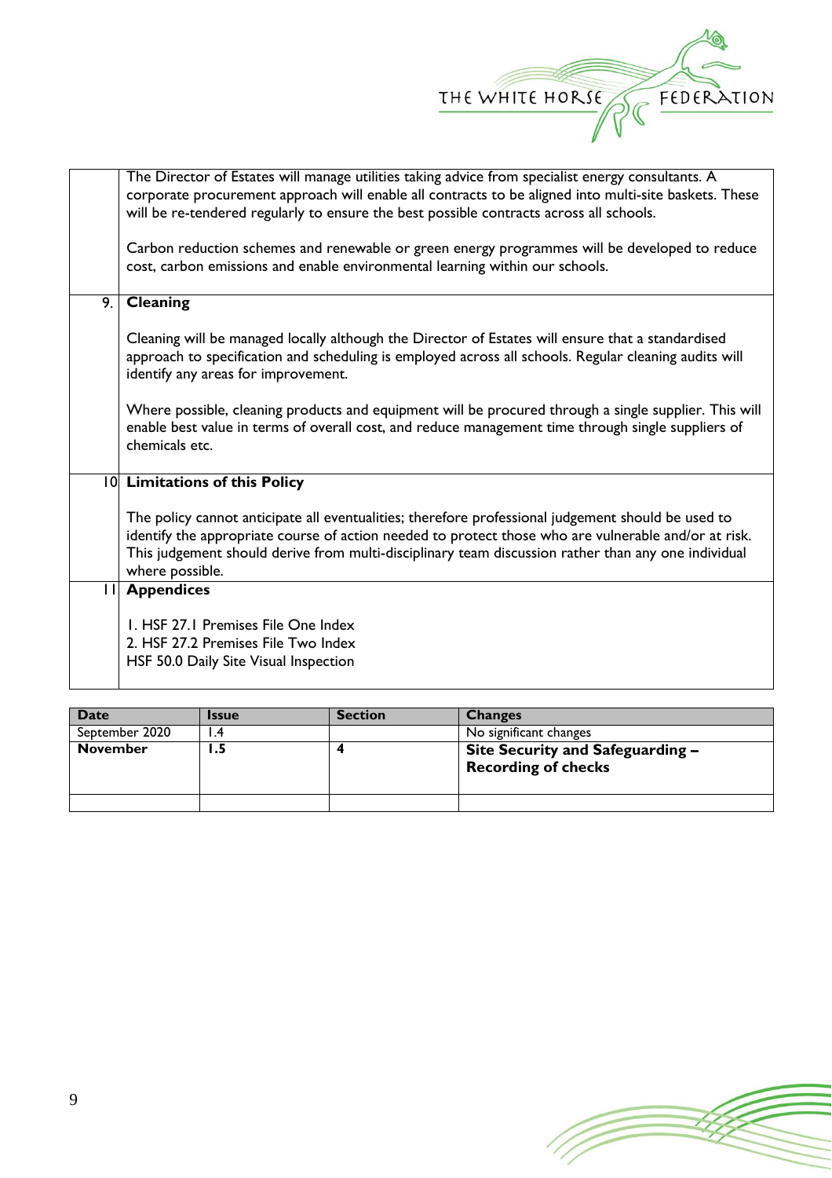The Director of Estates will manage utilities taking advice from specialist energy consultants. A corporate procurement approach will enable all contracts to be aligned into multi-site baskets. These will be re-tendered regularly to ensure the best possible contracts across all schools.

Carbon reduction schemes and renewable or green energy programmes will be developed to reduce cost, carbon emissions and enable environmental learning within our schools.

## 9. Cleaning

Cleaning will be managed locally although the Director of Estates will ensure that a standardised approach to specification and scheduling is employed across all schools. Regular cleaning audits will identify any areas for improvement.

Where possible, cleaning products and equipment will be procured through a single supplier. This will enable best value in terms of overall cost, and reduce management time through single suppliers of chemicals etc.

## 10 Limitations of this Policy

The policy cannot anticipate all eventualities; therefore professional judgement should be used to identify the appropriate course of action needed to protect those who are vulnerable and/or at risk. This judgement should derive from multi-disciplinary team discussion rather than any one individual where possible.

## 11 Appendices

1. HSF 27.1 Premises File One Index
2. HSF 27.2 Premises File Two Index

HSF 50.0 Daily Site Visual Inspection

| Date | Issue | Section | Changes |
|---|---|---|---|
| September 2020 | 1.4 | | No significant changes |
| **November** | **1.5** | **4** | **Site Security and Safeguarding – Recording of checks** |
| | | | |